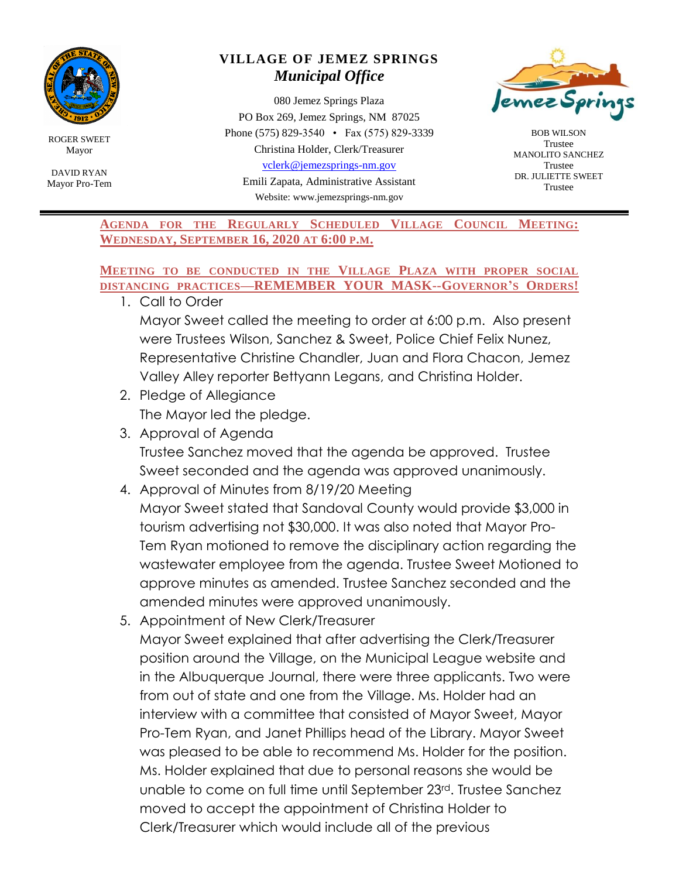ROGER SWEET
Mayor

DAVID RYAN
Mayor Pro-Tem

# VILLAGE OF JEMEZ SPRINGS
## *Municipal Office*

080 Jemez Springs Plaza
PO Box 269, Jemez Springs, NM 87025
Phone (575) 829-3540 • Fax (575) 829-3339
Christina Holder, Clerk/Treasurer
vclerk@jemezsprings-nm.gov
Emili Zapata, Administrative Assistant
Website: www.jemezsprings-nm.gov

BOB WILSON
Trustee
MANOLITO SANCHEZ
Trustee
DR. JULIETTE SWEET
Trustee

**AGENDA FOR THE REGULARLY SCHEDULED VILLAGE COUNCIL MEETING: WEDNESDAY, SEPTEMBER 16, 2020 AT 6:00 P.M.**

**MEETING TO BE CONDUCTED IN THE VILLAGE PLAZA WITH PROPER SOCIAL DISTANCING PRACTICES—REMEMBER YOUR MASK--GOVERNOR'S ORDERS!**

1. Call to Order
   Mayor Sweet called the meeting to order at 6:00 p.m. Also present were Trustees Wilson, Sanchez & Sweet, Police Chief Felix Nunez, Representative Christine Chandler, Juan and Flora Chacon, Jemez Valley Alley reporter Bettyann Legans, and Christina Holder.
2. Pledge of Allegiance
   The Mayor led the pledge.
3. Approval of Agenda
   Trustee Sanchez moved that the agenda be approved. Trustee Sweet seconded and the agenda was approved unanimously.
4. Approval of Minutes from 8/19/20 Meeting
   Mayor Sweet stated that Sandoval County would provide $3,000 in tourism advertising not $30,000. It was also noted that Mayor Pro-Tem Ryan motioned to remove the disciplinary action regarding the wastewater employee from the agenda. Trustee Sweet Motioned to approve minutes as amended. Trustee Sanchez seconded and the amended minutes were approved unanimously.
5. Appointment of New Clerk/Treasurer
   Mayor Sweet explained that after advertising the Clerk/Treasurer position around the Village, on the Municipal League website and in the Albuquerque Journal, there were three applicants. Two were from out of state and one from the Village. Ms. Holder had an interview with a committee that consisted of Mayor Sweet, Mayor Pro-Tem Ryan, and Janet Phillips head of the Library. Mayor Sweet was pleased to be able to recommend Ms. Holder for the position. Ms. Holder explained that due to personal reasons she would be unable to come on full time until September 23rd. Trustee Sanchez moved to accept the appointment of Christina Holder to Clerk/Treasurer which would include all of the previous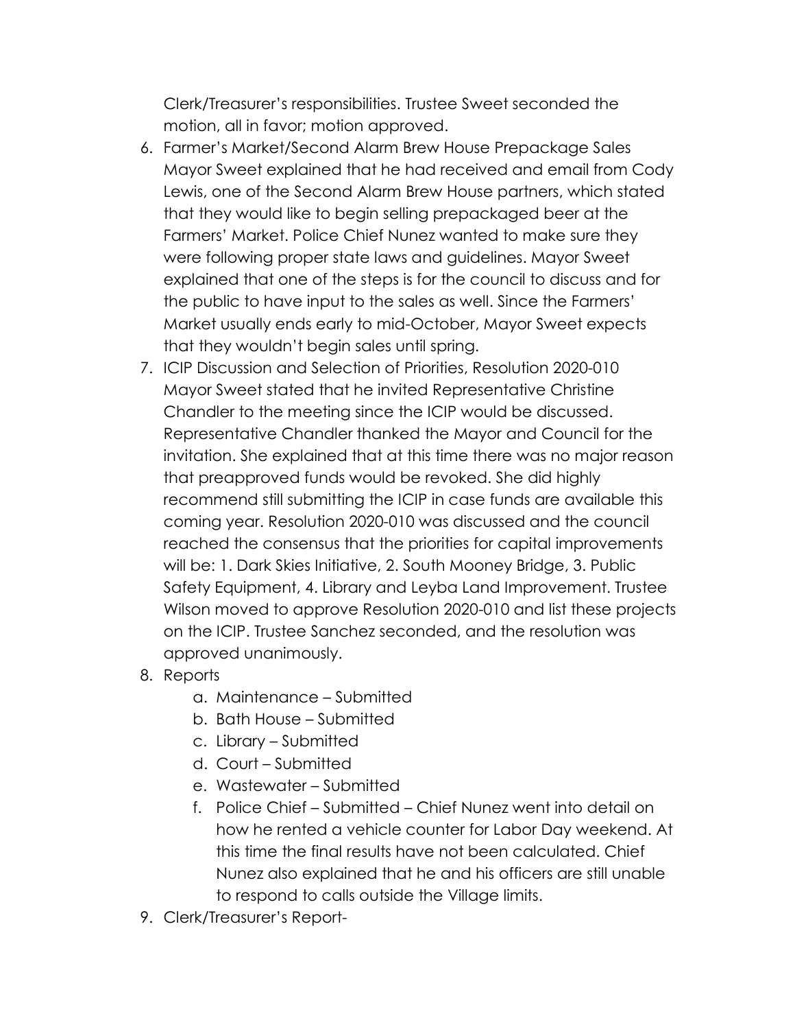Clerk/Treasurer's responsibilities. Trustee Sweet seconded the motion, all in favor; motion approved.

6. Farmer's Market/Second Alarm Brew House Prepackage Sales
   Mayor Sweet explained that he had received and email from Cody Lewis, one of the Second Alarm Brew House partners, which stated that they would like to begin selling prepackaged beer at the Farmers' Market. Police Chief Nunez wanted to make sure they were following proper state laws and guidelines. Mayor Sweet explained that one of the steps is for the council to discuss and for the public to have input to the sales as well. Since the Farmers' Market usually ends early to mid-October, Mayor Sweet expects that they wouldn't begin sales until spring.
7. ICIP Discussion and Selection of Priorities, Resolution 2020-010
   Mayor Sweet stated that he invited Representative Christine Chandler to the meeting since the ICIP would be discussed. Representative Chandler thanked the Mayor and Council for the invitation. She explained that at this time there was no major reason that preapproved funds would be revoked. She did highly recommend still submitting the ICIP in case funds are available this coming year. Resolution 2020-010 was discussed and the council reached the consensus that the priorities for capital improvements will be: 1. Dark Skies Initiative, 2. South Mooney Bridge, 3. Public Safety Equipment, 4. Library and Leyba Land Improvement. Trustee Wilson moved to approve Resolution 2020-010 and list these projects on the ICIP. Trustee Sanchez seconded, and the resolution was approved unanimously.
8. Reports
   a. Maintenance – Submitted
   b. Bath House – Submitted
   c. Library – Submitted
   d. Court – Submitted
   e. Wastewater – Submitted
   f. Police Chief – Submitted – Chief Nunez went into detail on how he rented a vehicle counter for Labor Day weekend. At this time the final results have not been calculated. Chief Nunez also explained that he and his officers are still unable to respond to calls outside the Village limits.
9. Clerk/Treasurer's Report-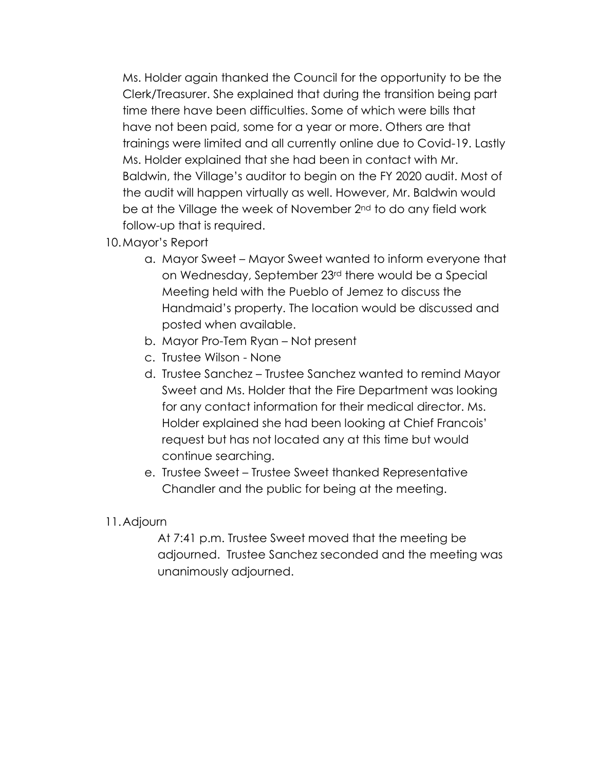Ms. Holder again thanked the Council for the opportunity to be the Clerk/Treasurer. She explained that during the transition being part time there have been difficulties. Some of which were bills that have not been paid, some for a year or more. Others are that trainings were limited and all currently online due to Covid-19. Lastly Ms. Holder explained that she had been in contact with Mr. Baldwin, the Village's auditor to begin on the FY 2020 audit. Most of the audit will happen virtually as well. However, Mr. Baldwin would be at the Village the week of November 2nd to do any field work follow-up that is required.

10. Mayor's Report
    a. Mayor Sweet – Mayor Sweet wanted to inform everyone that on Wednesday, September 23rd there would be a Special Meeting held with the Pueblo of Jemez to discuss the Handmaid's property. The location would be discussed and posted when available.
    b. Mayor Pro-Tem Ryan – Not present
    c. Trustee Wilson - None
    d. Trustee Sanchez – Trustee Sanchez wanted to remind Mayor Sweet and Ms. Holder that the Fire Department was looking for any contact information for their medical director. Ms. Holder explained she had been looking at Chief Francois' request but has not located any at this time but would continue searching.
    e. Trustee Sweet – Trustee Sweet thanked Representative Chandler and the public for being at the meeting.

11. Adjourn

    At 7:41 p.m. Trustee Sweet moved that the meeting be adjourned. Trustee Sanchez seconded and the meeting was unanimously adjourned.